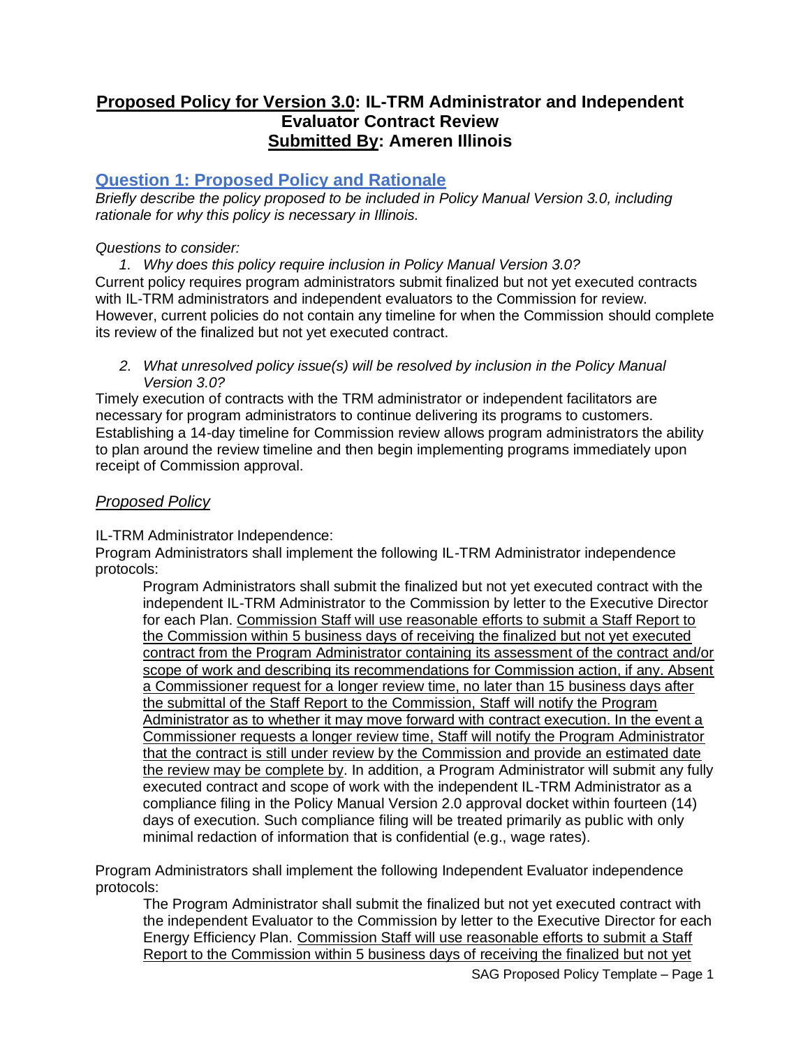# **Proposed Policy for Version 3.0: IL-TRM Administrator and Independent Evaluator Contract Review**
## **Submitted By: Ameren Illinois**

## Question 1: Proposed Policy and Rationale

*Briefly describe the policy proposed to be included in Policy Manual Version 3.0, including rationale for why this policy is necessary in Illinois.*

*Questions to consider:*

1. *Why does this policy require inclusion in Policy Manual Version 3.0?*

Current policy requires program administrators submit finalized but not yet executed contracts with IL-TRM administrators and independent evaluators to the Commission for review. However, current policies do not contain any timeline for when the Commission should complete its review of the finalized but not yet executed contract.

2. *What unresolved policy issue(s) will be resolved by inclusion in the Policy Manual Version 3.0?*

Timely execution of contracts with the TRM administrator or independent facilitators are necessary for program administrators to continue delivering its programs to customers. Establishing a 14-day timeline for Commission review allows program administrators the ability to plan around the review timeline and then begin implementing programs immediately upon receipt of Commission approval.

### *Proposed Policy*

IL-TRM Administrator Independence:

Program Administrators shall implement the following IL-TRM Administrator independence protocols:

> Program Administrators shall submit the finalized but not yet executed contract with the independent IL-TRM Administrator to the Commission by letter to the Executive Director for each Plan. <u>Commission Staff will use reasonable efforts to submit a Staff Report to the Commission within 5 business days of receiving the finalized but not yet executed contract from the Program Administrator containing its assessment of the contract and/or scope of work and describing its recommendations for Commission action, if any. Absent a Commissioner request for a longer review time, no later than 15 business days after the submittal of the Staff Report to the Commission, Staff will notify the Program Administrator as to whether it may move forward with contract execution. In the event a Commissioner requests a longer review time, Staff will notify the Program Administrator that the contract is still under review by the Commission and provide an estimated date the review may be complete by</u>. In addition, a Program Administrator will submit any fully executed contract and scope of work with the independent IL-TRM Administrator as a compliance filing in the Policy Manual Version 2.0 approval docket within fourteen (14) days of execution. Such compliance filing will be treated primarily as public with only minimal redaction of information that is confidential (e.g., wage rates).

Program Administrators shall implement the following Independent Evaluator independence protocols:

> The Program Administrator shall submit the finalized but not yet executed contract with the independent Evaluator to the Commission by letter to the Executive Director for each Energy Efficiency Plan. <u>Commission Staff will use reasonable efforts to submit a Staff Report to the Commission within 5 business days of receiving the finalized but not yet</u>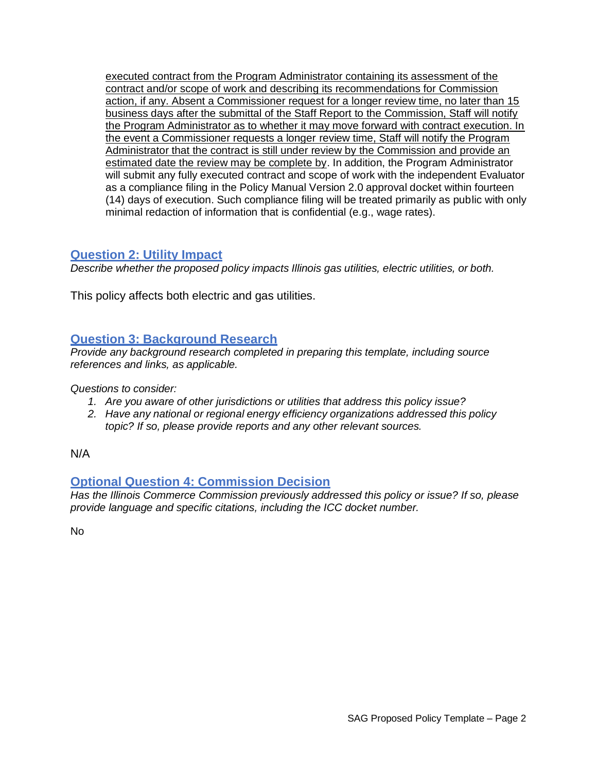executed contract from the Program Administrator containing its assessment of the contract and/or scope of work and describing its recommendations for Commission action, if any. Absent a Commissioner request for a longer review time, no later than 15 business days after the submittal of the Staff Report to the Commission, Staff will notify the Program Administrator as to whether it may move forward with contract execution. In the event a Commissioner requests a longer review time, Staff will notify the Program Administrator that the contract is still under review by the Commission and provide an estimated date the review may be complete by. In addition, the Program Administrator will submit any fully executed contract and scope of work with the independent Evaluator as a compliance filing in the Policy Manual Version 2.0 approval docket within fourteen (14) days of execution. Such compliance filing will be treated primarily as public with only minimal redaction of information that is confidential (e.g., wage rates).

## Question 2: Utility Impact

*Describe whether the proposed policy impacts Illinois gas utilities, electric utilities, or both.*

This policy affects both electric and gas utilities.

## Question 3: Background Research

*Provide any background research completed in preparing this template, including source references and links, as applicable.*

*Questions to consider:*

1. *Are you aware of other jurisdictions or utilities that address this policy issue?*
2. *Have any national or regional energy efficiency organizations addressed this policy topic? If so, please provide reports and any other relevant sources.*

N/A

## Optional Question 4: Commission Decision

*Has the Illinois Commerce Commission previously addressed this policy or issue? If so, please provide language and specific citations, including the ICC docket number.*

No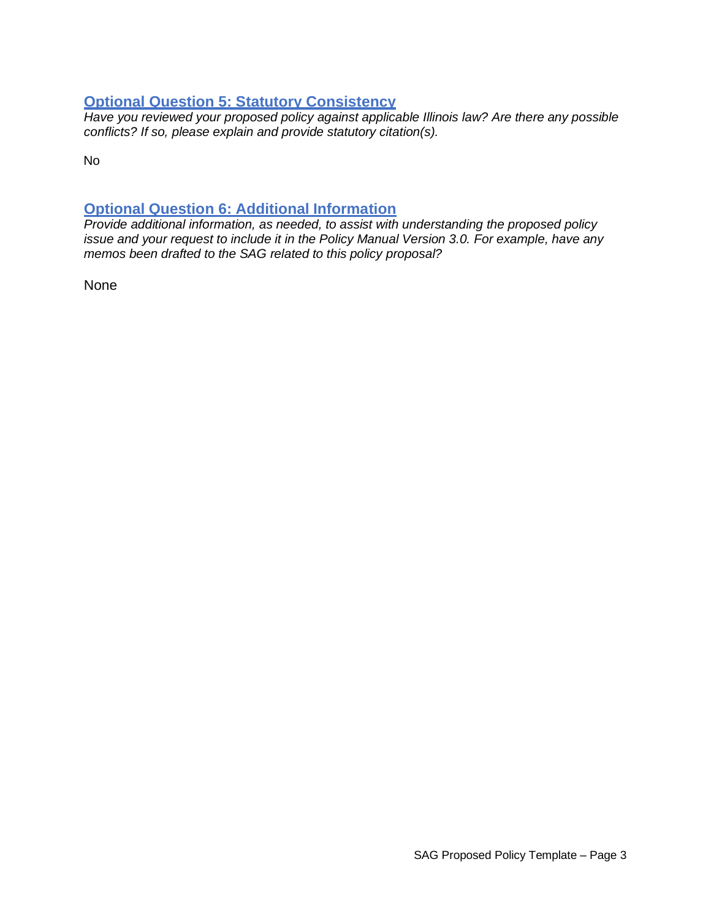## Optional Question 5: Statutory Consistency

*Have you reviewed your proposed policy against applicable Illinois law? Are there any possible conflicts? If so, please explain and provide statutory citation(s).*

No

## Optional Question 6: Additional Information

*Provide additional information, as needed, to assist with understanding the proposed policy issue and your request to include it in the Policy Manual Version 3.0. For example, have any memos been drafted to the SAG related to this policy proposal?*

None